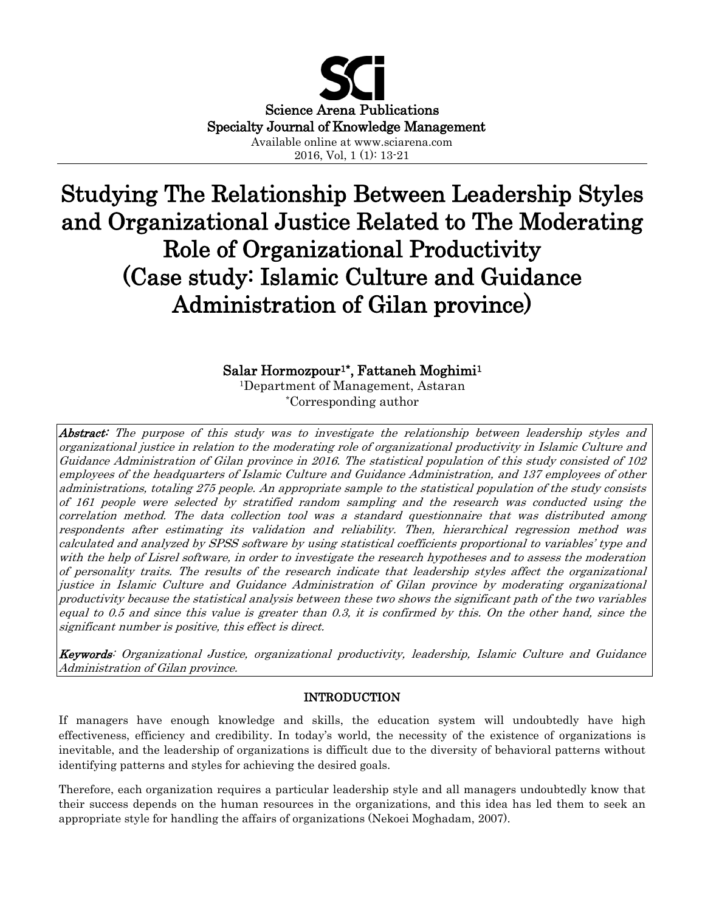Science Arena Publications
Specialty Journal of Knowledge Management
Available online at www.sciarena.com
2016, Vol, 1 (1): 13-21

# Studying The Relationship Between Leadership Styles and Organizational Justice Related to The Moderating Role of Organizational Productivity (Case study: Islamic Culture and Guidance Administration of Gilan province)

**Salar Hormozpour[1]*, Fattaneh Moghimi[1]**

[1]Department of Management, Astaran

*Corresponding author

***Abstract:*** *The purpose of this study was to investigate the relationship between leadership styles and organizational justice in relation to the moderating role of organizational productivity in Islamic Culture and Guidance Administration of Gilan province in 2016. The statistical population of this study consisted of 102 employees of the headquarters of Islamic Culture and Guidance Administration, and 137 employees of other administrations, totaling 275 people. An appropriate sample to the statistical population of the study consists of 161 people were selected by stratified random sampling and the research was conducted using the correlation method. The data collection tool was a standard questionnaire that was distributed among respondents after estimating its validation and reliability. Then, hierarchical regression method was calculated and analyzed by SPSS software by using statistical coefficients proportional to variables' type and with the help of Lisrel software, in order to investigate the research hypotheses and to assess the moderation of personality traits. The results of the research indicate that leadership styles affect the organizational justice in Islamic Culture and Guidance Administration of Gilan province by moderating organizational productivity because the statistical analysis between these two shows the significant path of the two variables equal to 0.5 and since this value is greater than 0.3, it is confirmed by this. On the other hand, since the significant number is positive, this effect is direct.*

***Keywords***: *Organizational Justice, organizational productivity, leadership, Islamic Culture and Guidance Administration of Gilan province.*

## INTRODUCTION

If managers have enough knowledge and skills, the education system will undoubtedly have high effectiveness, efficiency and credibility. In today's world, the necessity of the existence of organizations is inevitable, and the leadership of organizations is difficult due to the diversity of behavioral patterns without identifying patterns and styles for achieving the desired goals.

Therefore, each organization requires a particular leadership style and all managers undoubtedly know that their success depends on the human resources in the organizations, and this idea has led them to seek an appropriate style for handling the affairs of organizations (Nekoei Moghadam, 2007).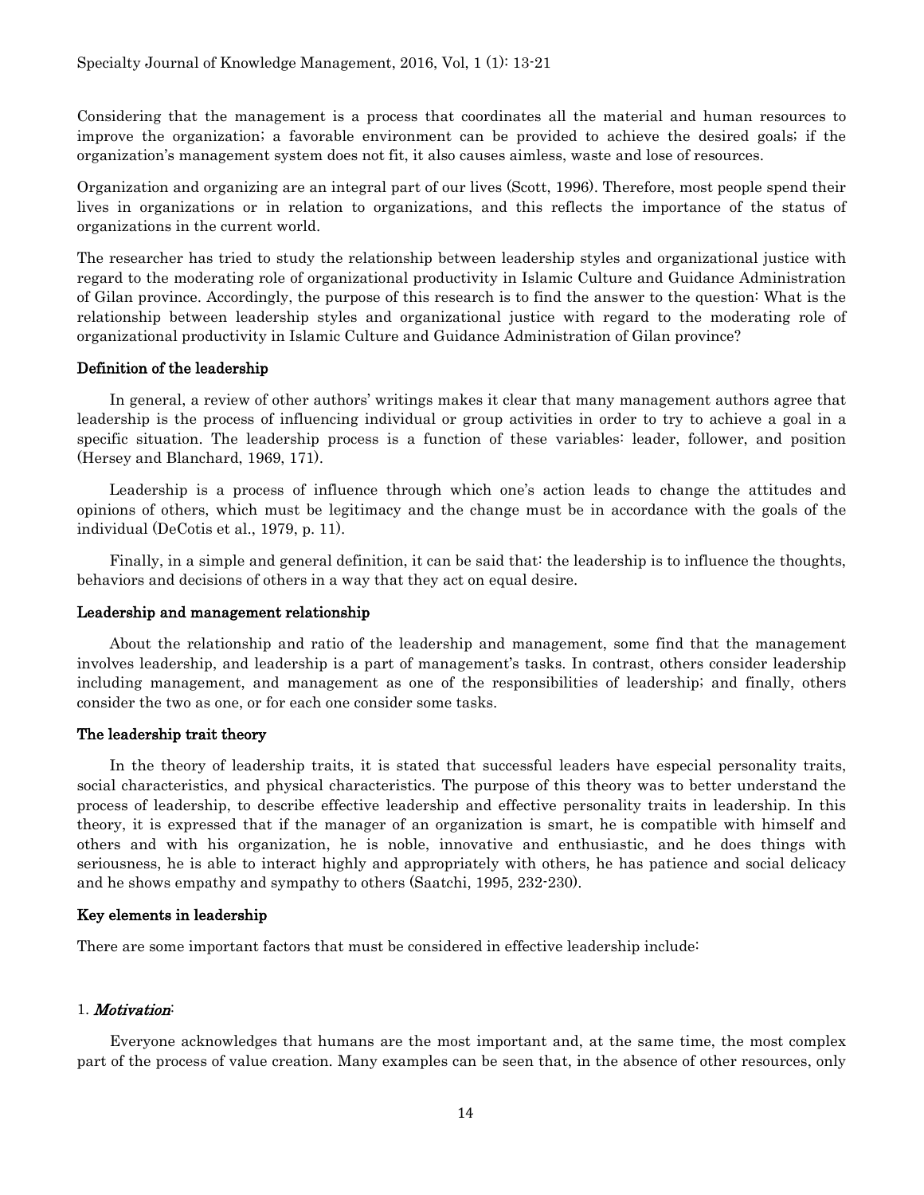Considering that the management is a process that coordinates all the material and human resources to improve the organization; a favorable environment can be provided to achieve the desired goals; if the organization's management system does not fit, it also causes aimless, waste and lose of resources.

Organization and organizing are an integral part of our lives (Scott, 1996). Therefore, most people spend their lives in organizations or in relation to organizations, and this reflects the importance of the status of organizations in the current world.

The researcher has tried to study the relationship between leadership styles and organizational justice with regard to the moderating role of organizational productivity in Islamic Culture and Guidance Administration of Gilan province. Accordingly, the purpose of this research is to find the answer to the question: What is the relationship between leadership styles and organizational justice with regard to the moderating role of organizational productivity in Islamic Culture and Guidance Administration of Gilan province?

### Definition of the leadership

In general, a review of other authors' writings makes it clear that many management authors agree that leadership is the process of influencing individual or group activities in order to try to achieve a goal in a specific situation. The leadership process is a function of these variables: leader, follower, and position (Hersey and Blanchard, 1969, 171).

Leadership is a process of influence through which one's action leads to change the attitudes and opinions of others, which must be legitimacy and the change must be in accordance with the goals of the individual (DeCotis et al., 1979, p. 11).

Finally, in a simple and general definition, it can be said that: the leadership is to influence the thoughts, behaviors and decisions of others in a way that they act on equal desire.

### Leadership and management relationship

About the relationship and ratio of the leadership and management, some find that the management involves leadership, and leadership is a part of management's tasks. In contrast, others consider leadership including management, and management as one of the responsibilities of leadership; and finally, others consider the two as one, or for each one consider some tasks.

### The leadership trait theory

In the theory of leadership traits, it is stated that successful leaders have especial personality traits, social characteristics, and physical characteristics. The purpose of this theory was to better understand the process of leadership, to describe effective leadership and effective personality traits in leadership. In this theory, it is expressed that if the manager of an organization is smart, he is compatible with himself and others and with his organization, he is noble, innovative and enthusiastic, and he does things with seriousness, he is able to interact highly and appropriately with others, he has patience and social delicacy and he shows empathy and sympathy to others (Saatchi, 1995, 232-230).

### Key elements in leadership

There are some important factors that must be considered in effective leadership include:

1. ***Motivation***:

Everyone acknowledges that humans are the most important and, at the same time, the most complex part of the process of value creation. Many examples can be seen that, in the absence of other resources, only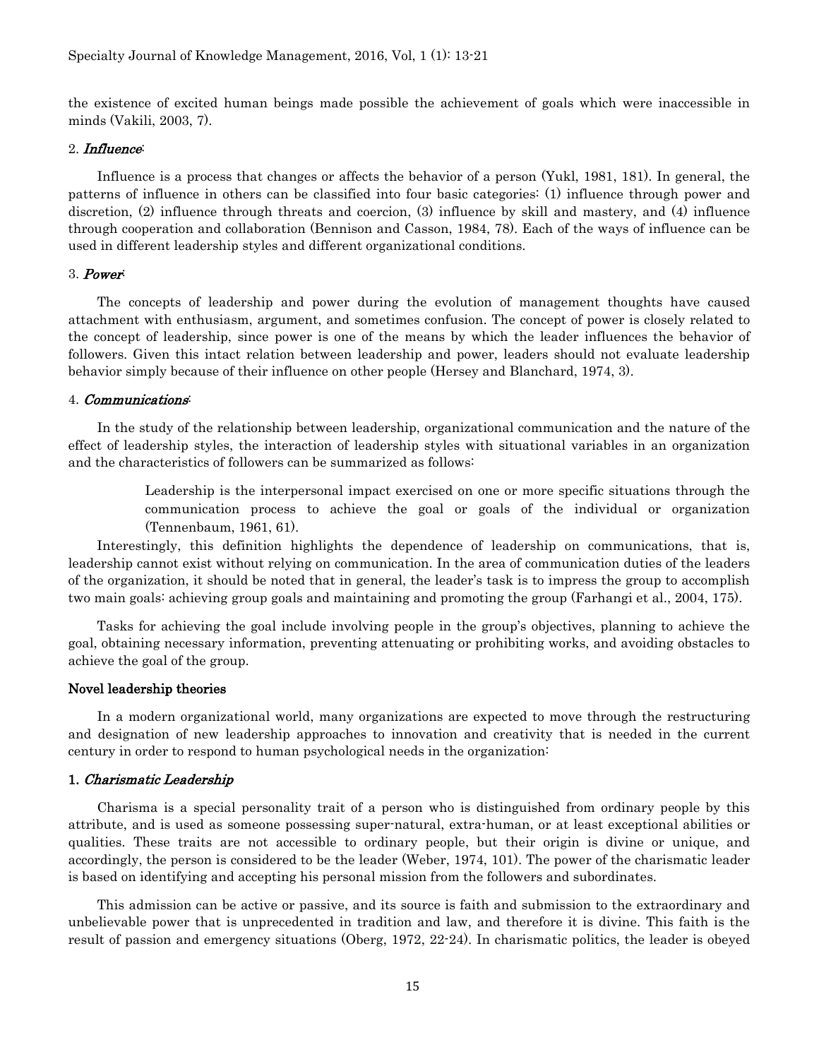the existence of excited human beings made possible the achievement of goals which were inaccessible in minds (Vakili, 2003, 7).

2. *Influence*:

Influence is a process that changes or affects the behavior of a person (Yukl, 1981, 181). In general, the patterns of influence in others can be classified into four basic categories: (1) influence through power and discretion, (2) influence through threats and coercion, (3) influence by skill and mastery, and (4) influence through cooperation and collaboration (Bennison and Casson, 1984, 78). Each of the ways of influence can be used in different leadership styles and different organizational conditions.

3. *Power*:

The concepts of leadership and power during the evolution of management thoughts have caused attachment with enthusiasm, argument, and sometimes confusion. The concept of power is closely related to the concept of leadership, since power is one of the means by which the leader influences the behavior of followers. Given this intact relation between leadership and power, leaders should not evaluate leadership behavior simply because of their influence on other people (Hersey and Blanchard, 1974, 3).

4. *Communications*:

In the study of the relationship between leadership, organizational communication and the nature of the effect of leadership styles, the interaction of leadership styles with situational variables in an organization and the characteristics of followers can be summarized as follows:

> Leadership is the interpersonal impact exercised on one or more specific situations through the communication process to achieve the goal or goals of the individual or organization (Tennenbaum, 1961, 61).

Interestingly, this definition highlights the dependence of leadership on communications, that is, leadership cannot exist without relying on communication. In the area of communication duties of the leaders of the organization, it should be noted that in general, the leader's task is to impress the group to accomplish two main goals: achieving group goals and maintaining and promoting the group (Farhangi et al., 2004, 175).

Tasks for achieving the goal include involving people in the group's objectives, planning to achieve the goal, obtaining necessary information, preventing attenuating or prohibiting works, and avoiding obstacles to achieve the goal of the group.

## Novel leadership theories

In a modern organizational world, many organizations are expected to move through the restructuring and designation of new leadership approaches to innovation and creativity that is needed in the current century in order to respond to human psychological needs in the organization:

### 1. *Charismatic Leadership*

Charisma is a special personality trait of a person who is distinguished from ordinary people by this attribute, and is used as someone possessing super-natural, extra-human, or at least exceptional abilities or qualities. These traits are not accessible to ordinary people, but their origin is divine or unique, and accordingly, the person is considered to be the leader (Weber, 1974, 101). The power of the charismatic leader is based on identifying and accepting his personal mission from the followers and subordinates.

This admission can be active or passive, and its source is faith and submission to the extraordinary and unbelievable power that is unprecedented in tradition and law, and therefore it is divine. This faith is the result of passion and emergency situations (Oberg, 1972, 22-24). In charismatic politics, the leader is obeyed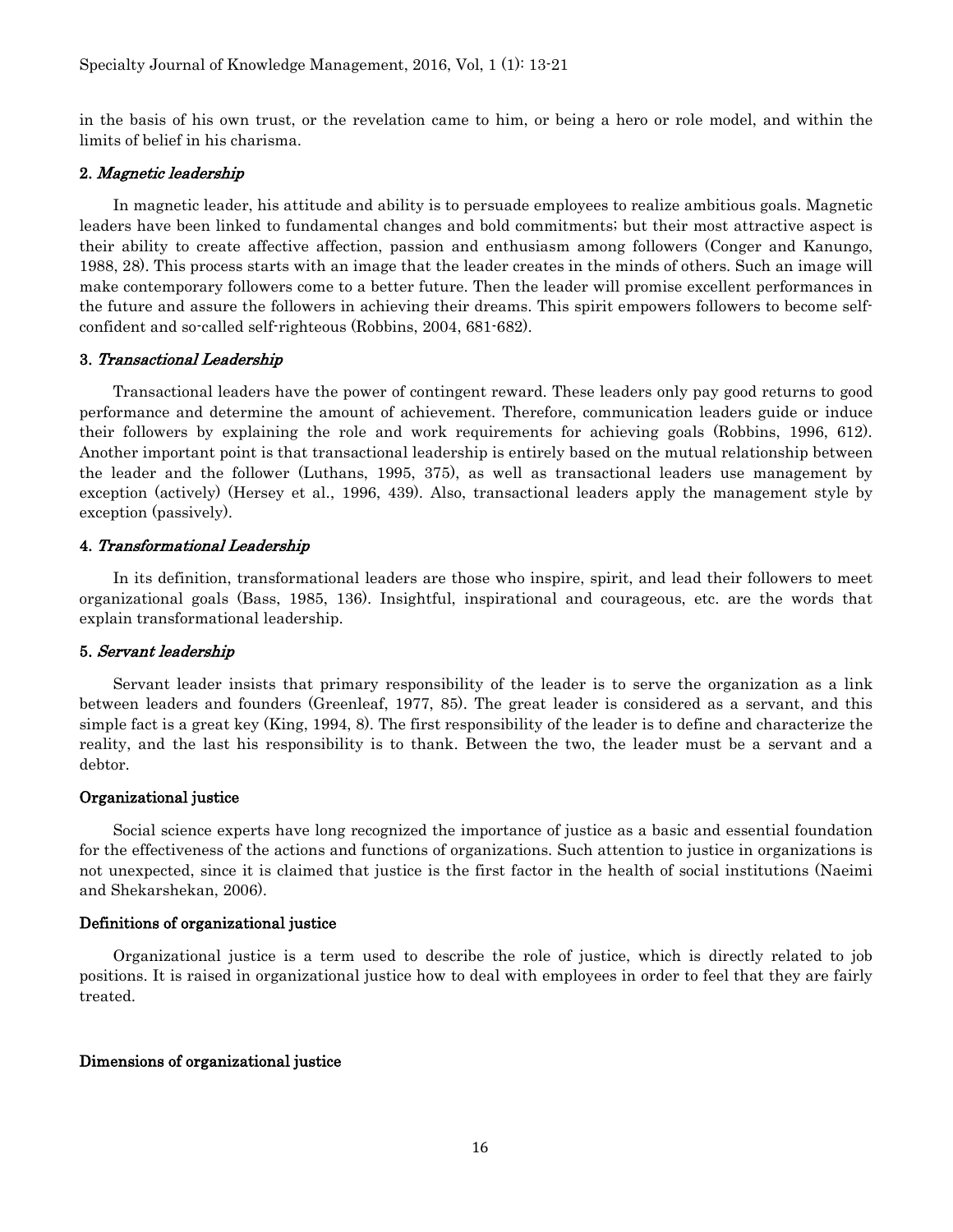in the basis of his own trust, or the revelation came to him, or being a hero or role model, and within the limits of belief in his charisma.

### 2. *Magnetic leadership*

In magnetic leader, his attitude and ability is to persuade employees to realize ambitious goals. Magnetic leaders have been linked to fundamental changes and bold commitments; but their most attractive aspect is their ability to create affective affection, passion and enthusiasm among followers (Conger and Kanungo, 1988, 28). This process starts with an image that the leader creates in the minds of others. Such an image will make contemporary followers come to a better future. Then the leader will promise excellent performances in the future and assure the followers in achieving their dreams. This spirit empowers followers to become self-confident and so-called self-righteous (Robbins, 2004, 681-682).

### 3. *Transactional Leadership*

Transactional leaders have the power of contingent reward. These leaders only pay good returns to good performance and determine the amount of achievement. Therefore, communication leaders guide or induce their followers by explaining the role and work requirements for achieving goals (Robbins, 1996, 612). Another important point is that transactional leadership is entirely based on the mutual relationship between the leader and the follower (Luthans, 1995, 375), as well as transactional leaders use management by exception (actively) (Hersey et al., 1996, 439). Also, transactional leaders apply the management style by exception (passively).

### 4. *Transformational Leadership*

In its definition, transformational leaders are those who inspire, spirit, and lead their followers to meet organizational goals (Bass, 1985, 136). Insightful, inspirational and courageous, etc. are the words that explain transformational leadership.

### 5. *Servant leadership*

Servant leader insists that primary responsibility of the leader is to serve the organization as a link between leaders and founders (Greenleaf, 1977, 85). The great leader is considered as a servant, and this simple fact is a great key (King, 1994, 8). The first responsibility of the leader is to define and characterize the reality, and the last his responsibility is to thank. Between the two, the leader must be a servant and a debtor.

## Organizational justice

Social science experts have long recognized the importance of justice as a basic and essential foundation for the effectiveness of the actions and functions of organizations. Such attention to justice in organizations is not unexpected, since it is claimed that justice is the first factor in the health of social institutions (Naeimi and Shekarshekan, 2006).

## Definitions of organizational justice

Organizational justice is a term used to describe the role of justice, which is directly related to job positions. It is raised in organizational justice how to deal with employees in order to feel that they are fairly treated.

## Dimensions of organizational justice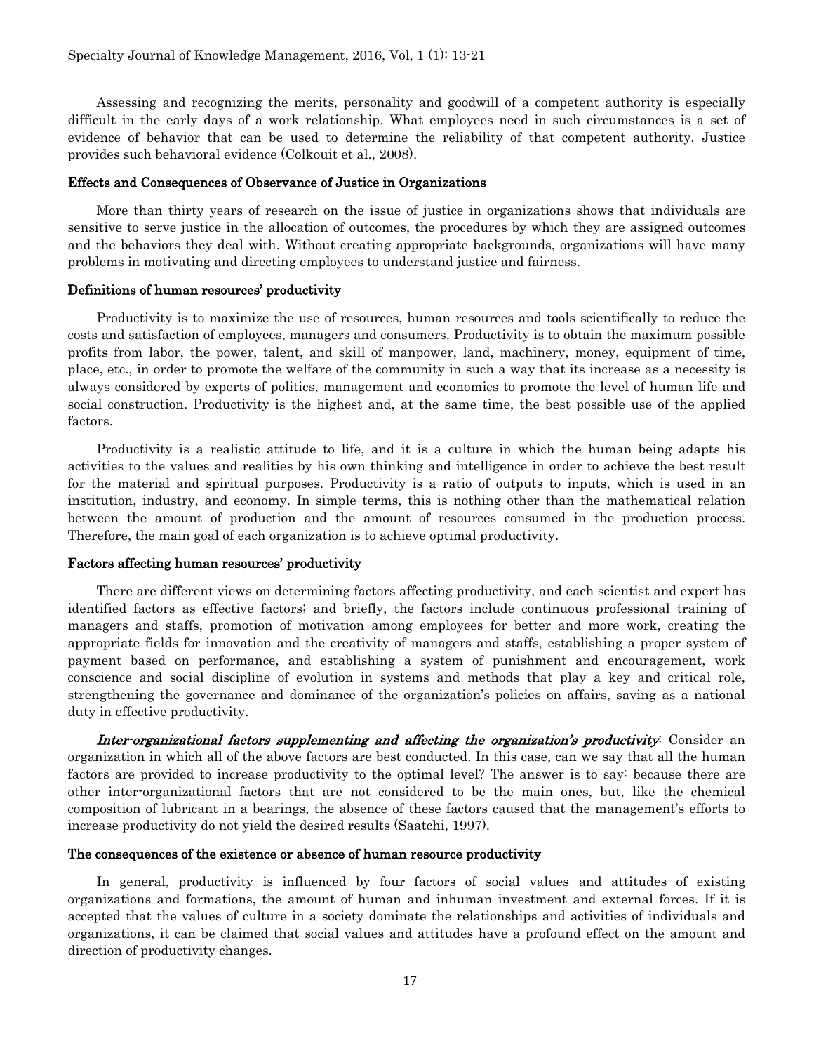Assessing and recognizing the merits, personality and goodwill of a competent authority is especially difficult in the early days of a work relationship. What employees need in such circumstances is a set of evidence of behavior that can be used to determine the reliability of that competent authority. Justice provides such behavioral evidence (Colkouit et al., 2008).

### Effects and Consequences of Observance of Justice in Organizations

More than thirty years of research on the issue of justice in organizations shows that individuals are sensitive to serve justice in the allocation of outcomes, the procedures by which they are assigned outcomes and the behaviors they deal with. Without creating appropriate backgrounds, organizations will have many problems in motivating and directing employees to understand justice and fairness.

### Definitions of human resources' productivity

Productivity is to maximize the use of resources, human resources and tools scientifically to reduce the costs and satisfaction of employees, managers and consumers. Productivity is to obtain the maximum possible profits from labor, the power, talent, and skill of manpower, land, machinery, money, equipment of time, place, etc., in order to promote the welfare of the community in such a way that its increase as a necessity is always considered by experts of politics, management and economics to promote the level of human life and social construction. Productivity is the highest and, at the same time, the best possible use of the applied factors.

Productivity is a realistic attitude to life, and it is a culture in which the human being adapts his activities to the values and realities by his own thinking and intelligence in order to achieve the best result for the material and spiritual purposes. Productivity is a ratio of outputs to inputs, which is used in an institution, industry, and economy. In simple terms, this is nothing other than the mathematical relation between the amount of production and the amount of resources consumed in the production process. Therefore, the main goal of each organization is to achieve optimal productivity.

### Factors affecting human resources' productivity

There are different views on determining factors affecting productivity, and each scientist and expert has identified factors as effective factors; and briefly, the factors include continuous professional training of managers and staffs, promotion of motivation among employees for better and more work, creating the appropriate fields for innovation and the creativity of managers and staffs, establishing a proper system of payment based on performance, and establishing a system of punishment and encouragement, work conscience and social discipline of evolution in systems and methods that play a key and critical role, strengthening the governance and dominance of the organization's policies on affairs, saving as a national duty in effective productivity.

***Inter-organizational factors supplementing and affecting the organization's productivity*:** Consider an organization in which all of the above factors are best conducted. In this case, can we say that all the human factors are provided to increase productivity to the optimal level? The answer is to say: because there are other inter-organizational factors that are not considered to be the main ones, but, like the chemical composition of lubricant in a bearings, the absence of these factors caused that the management's efforts to increase productivity do not yield the desired results (Saatchi, 1997).

### The consequences of the existence or absence of human resource productivity

In general, productivity is influenced by four factors of social values and attitudes of existing organizations and formations, the amount of human and inhuman investment and external forces. If it is accepted that the values of culture in a society dominate the relationships and activities of individuals and organizations, it can be claimed that social values and attitudes have a profound effect on the amount and direction of productivity changes.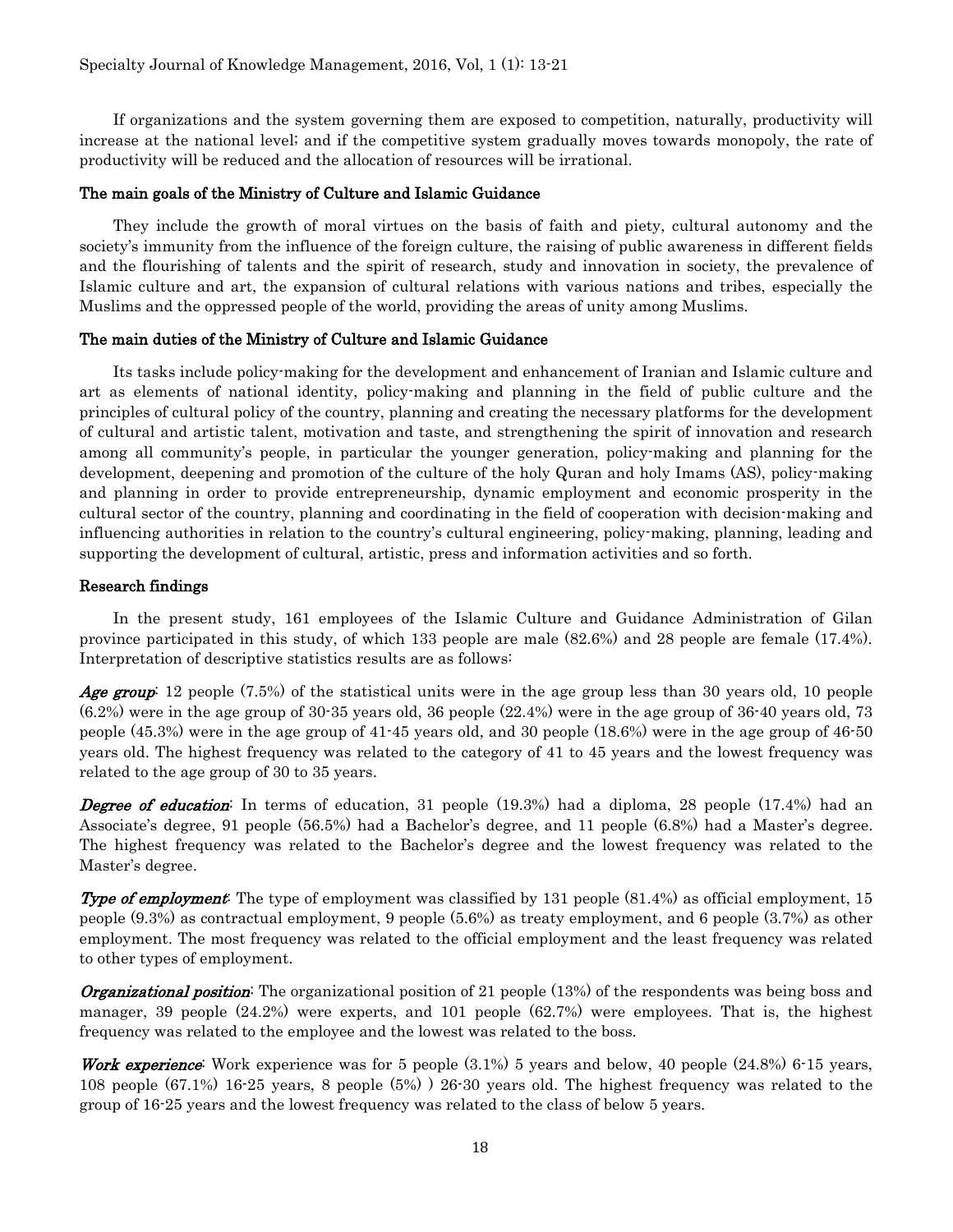If organizations and the system governing them are exposed to competition, naturally, productivity will increase at the national level; and if the competitive system gradually moves towards monopoly, the rate of productivity will be reduced and the allocation of resources will be irrational.

### The main goals of the Ministry of Culture and Islamic Guidance

They include the growth of moral virtues on the basis of faith and piety, cultural autonomy and the society's immunity from the influence of the foreign culture, the raising of public awareness in different fields and the flourishing of talents and the spirit of research, study and innovation in society, the prevalence of Islamic culture and art, the expansion of cultural relations with various nations and tribes, especially the Muslims and the oppressed people of the world, providing the areas of unity among Muslims.

### The main duties of the Ministry of Culture and Islamic Guidance

Its tasks include policy-making for the development and enhancement of Iranian and Islamic culture and art as elements of national identity, policy-making and planning in the field of public culture and the principles of cultural policy of the country, planning and creating the necessary platforms for the development of cultural and artistic talent, motivation and taste, and strengthening the spirit of innovation and research among all community's people, in particular the younger generation, policy-making and planning for the development, deepening and promotion of the culture of the holy Quran and holy Imams (AS), policy-making and planning in order to provide entrepreneurship, dynamic employment and economic prosperity in the cultural sector of the country, planning and coordinating in the field of cooperation with decision-making and influencing authorities in relation to the country's cultural engineering, policy-making, planning, leading and supporting the development of cultural, artistic, press and information activities and so forth.

### Research findings

In the present study, 161 employees of the Islamic Culture and Guidance Administration of Gilan province participated in this study, of which 133 people are male (82.6%) and 28 people are female (17.4%). Interpretation of descriptive statistics results are as follows:

***Age group***: 12 people (7.5%) of the statistical units were in the age group less than 30 years old, 10 people (6.2%) were in the age group of 30-35 years old, 36 people (22.4%) were in the age group of 36-40 years old, 73 people (45.3%) were in the age group of 41-45 years old, and 30 people (18.6%) were in the age group of 46-50 years old. The highest frequency was related to the category of 41 to 45 years and the lowest frequency was related to the age group of 30 to 35 years.

***Degree of education***: In terms of education, 31 people (19.3%) had a diploma, 28 people (17.4%) had an Associate's degree, 91 people (56.5%) had a Bachelor's degree, and 11 people (6.8%) had a Master's degree. The highest frequency was related to the Bachelor's degree and the lowest frequency was related to the Master's degree.

***Type of employment***: The type of employment was classified by 131 people (81.4%) as official employment, 15 people (9.3%) as contractual employment, 9 people (5.6%) as treaty employment, and 6 people (3.7%) as other employment. The most frequency was related to the official employment and the least frequency was related to other types of employment.

***Organizational position***: The organizational position of 21 people (13%) of the respondents was being boss and manager, 39 people (24.2%) were experts, and 101 people (62.7%) were employees. That is, the highest frequency was related to the employee and the lowest was related to the boss.

***Work experience***: Work experience was for 5 people (3.1%) 5 years and below, 40 people (24.8%) 6-15 years, 108 people (67.1%) 16-25 years, 8 people (5%) ) 26-30 years old. The highest frequency was related to the group of 16-25 years and the lowest frequency was related to the class of below 5 years.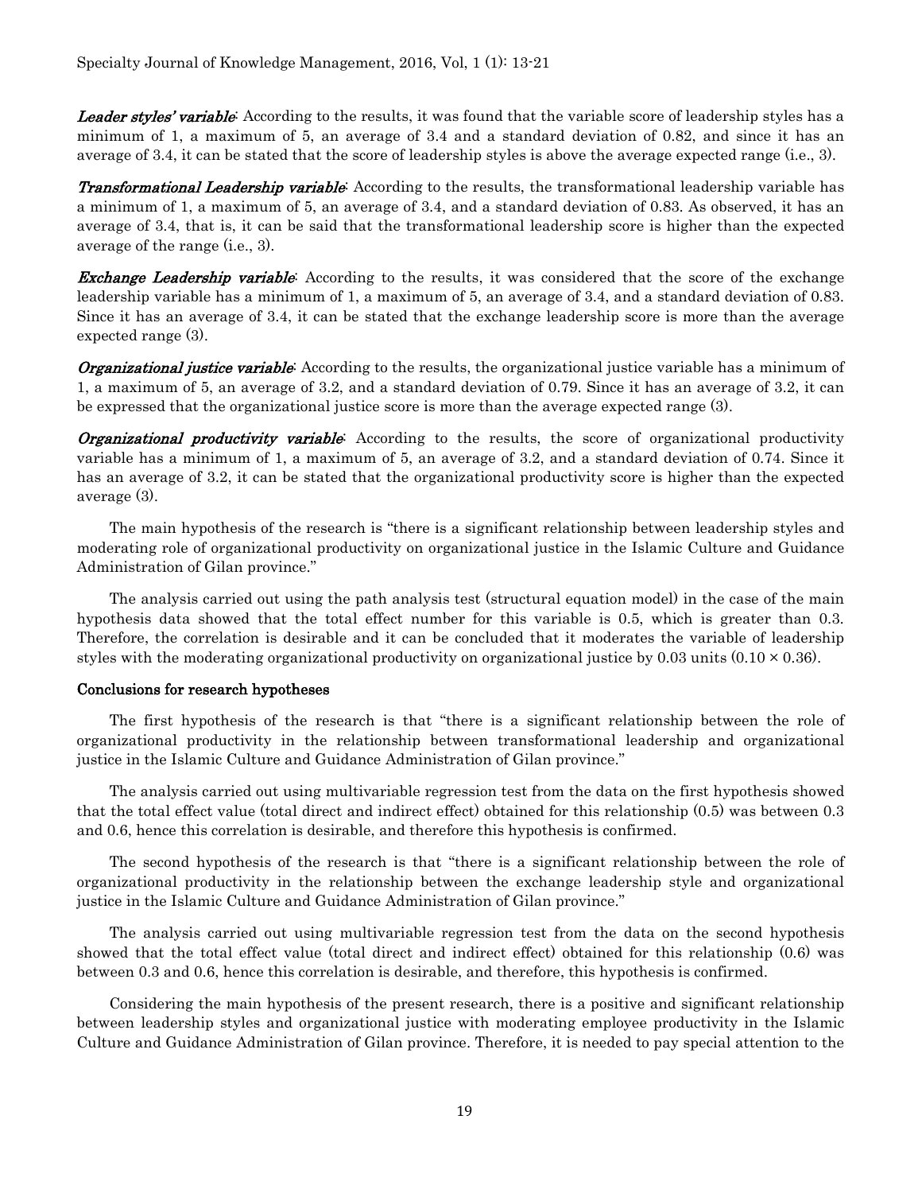***Leader styles' variable***: According to the results, it was found that the variable score of leadership styles has a minimum of 1, a maximum of 5, an average of 3.4 and a standard deviation of 0.82, and since it has an average of 3.4, it can be stated that the score of leadership styles is above the average expected range (i.e., 3).

***Transformational Leadership variable***: According to the results, the transformational leadership variable has a minimum of 1, a maximum of 5, an average of 3.4, and a standard deviation of 0.83. As observed, it has an average of 3.4, that is, it can be said that the transformational leadership score is higher than the expected average of the range (i.e., 3).

***Exchange Leadership variable***: According to the results, it was considered that the score of the exchange leadership variable has a minimum of 1, a maximum of 5, an average of 3.4, and a standard deviation of 0.83. Since it has an average of 3.4, it can be stated that the exchange leadership score is more than the average expected range (3).

***Organizational justice variable***: According to the results, the organizational justice variable has a minimum of 1, a maximum of 5, an average of 3.2, and a standard deviation of 0.79. Since it has an average of 3.2, it can be expressed that the organizational justice score is more than the average expected range (3).

***Organizational productivity variable***: According to the results, the score of organizational productivity variable has a minimum of 1, a maximum of 5, an average of 3.2, and a standard deviation of 0.74. Since it has an average of 3.2, it can be stated that the organizational productivity score is higher than the expected average (3).

The main hypothesis of the research is "there is a significant relationship between leadership styles and moderating role of organizational productivity on organizational justice in the Islamic Culture and Guidance Administration of Gilan province."

The analysis carried out using the path analysis test (structural equation model) in the case of the main hypothesis data showed that the total effect number for this variable is 0.5, which is greater than 0.3. Therefore, the correlation is desirable and it can be concluded that it moderates the variable of leadership styles with the moderating organizational productivity on organizational justice by 0.03 units ($0.10 \times 0.36$).

### Conclusions for research hypotheses

The first hypothesis of the research is that "there is a significant relationship between the role of organizational productivity in the relationship between transformational leadership and organizational justice in the Islamic Culture and Guidance Administration of Gilan province."

The analysis carried out using multivariable regression test from the data on the first hypothesis showed that the total effect value (total direct and indirect effect) obtained for this relationship (0.5) was between 0.3 and 0.6, hence this correlation is desirable, and therefore this hypothesis is confirmed.

The second hypothesis of the research is that "there is a significant relationship between the role of organizational productivity in the relationship between the exchange leadership style and organizational justice in the Islamic Culture and Guidance Administration of Gilan province."

The analysis carried out using multivariable regression test from the data on the second hypothesis showed that the total effect value (total direct and indirect effect) obtained for this relationship (0.6) was between 0.3 and 0.6, hence this correlation is desirable, and therefore, this hypothesis is confirmed.

Considering the main hypothesis of the present research, there is a positive and significant relationship between leadership styles and organizational justice with moderating employee productivity in the Islamic Culture and Guidance Administration of Gilan province. Therefore, it is needed to pay special attention to the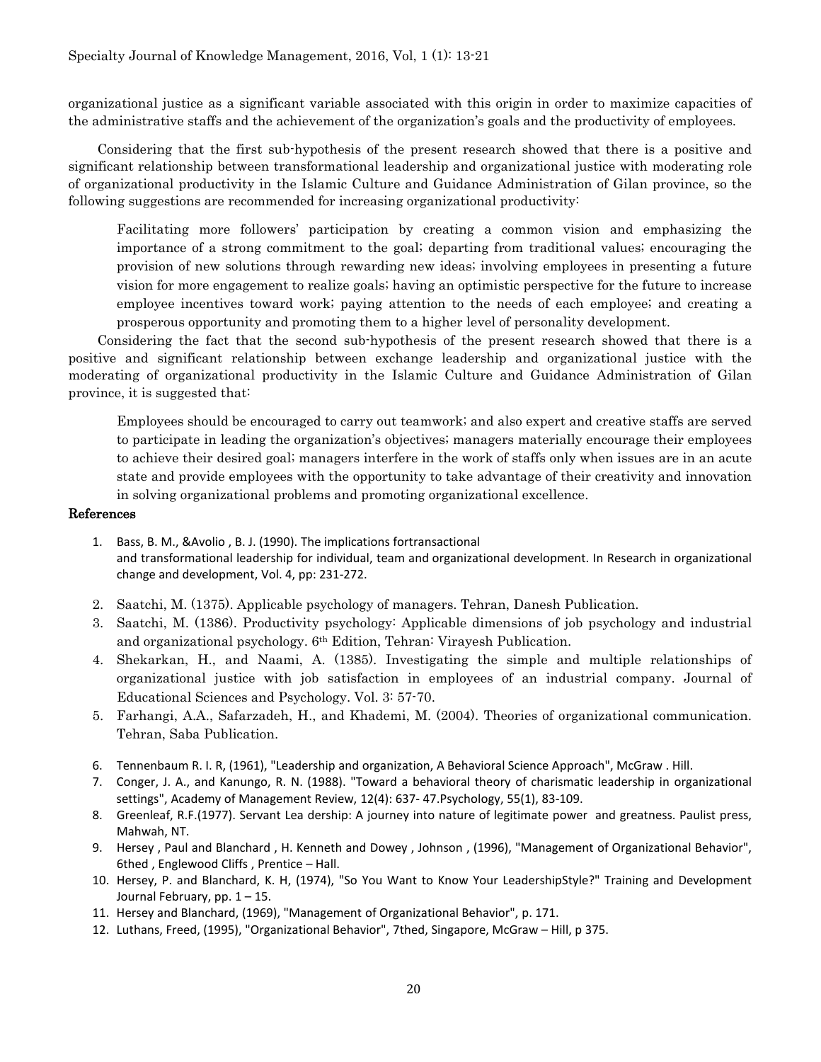organizational justice as a significant variable associated with this origin in order to maximize capacities of the administrative staffs and the achievement of the organization's goals and the productivity of employees.

Considering that the first sub-hypothesis of the present research showed that there is a positive and significant relationship between transformational leadership and organizational justice with moderating role of organizational productivity in the Islamic Culture and Guidance Administration of Gilan province, so the following suggestions are recommended for increasing organizational productivity:

> Facilitating more followers' participation by creating a common vision and emphasizing the importance of a strong commitment to the goal; departing from traditional values; encouraging the provision of new solutions through rewarding new ideas; involving employees in presenting a future vision for more engagement to realize goals; having an optimistic perspective for the future to increase employee incentives toward work; paying attention to the needs of each employee; and creating a prosperous opportunity and promoting them to a higher level of personality development.

Considering the fact that the second sub-hypothesis of the present research showed that there is a positive and significant relationship between exchange leadership and organizational justice with the moderating of organizational productivity in the Islamic Culture and Guidance Administration of Gilan province, it is suggested that:

> Employees should be encouraged to carry out teamwork; and also expert and creative staffs are served to participate in leading the organization's objectives; managers materially encourage their employees to achieve their desired goal; managers interfere in the work of staffs only when issues are in an acute state and provide employees with the opportunity to take advantage of their creativity and innovation in solving organizational problems and promoting organizational excellence.

## References

1. Bass, B. M., &Avolio , B. J. (1990). The implications fortransactional and transformational leadership for individual, team and organizational development. In Research in organizational change and development, Vol. 4, pp: 231-272.
2. Saatchi, M. (1375). Applicable psychology of managers. Tehran, Danesh Publication.
3. Saatchi, M. (1386). Productivity psychology: Applicable dimensions of job psychology and industrial and organizational psychology. 6th Edition, Tehran: Virayesh Publication.
4. Shekarkan, H., and Naami, A. (1385). Investigating the simple and multiple relationships of organizational justice with job satisfaction in employees of an industrial company. Journal of Educational Sciences and Psychology. Vol. 3: 57-70.
5. Farhangi, A.A., Safarzadeh, H., and Khademi, M. (2004). Theories of organizational communication. Tehran, Saba Publication.
6. Tennenbaum R. I. R, (1961), "Leadership and organization, A Behavioral Science Approach", McGraw . Hill.
7. Conger, J. A., and Kanungo, R. N. (1988). "Toward a behavioral theory of charismatic leadership in organizational settings", Academy of Management Review, 12(4): 637- 47.Psychology, 55(1), 83-109.
8. Greenleaf, R.F.(1977). Servant Lea dership: A journey into nature of legitimate power and greatness. Paulist press, Mahwah, NT.
9. Hersey , Paul and Blanchard , H. Kenneth and Dowey , Johnson , (1996), "Management of Organizational Behavior", 6thed , Englewood Cliffs , Prentice – Hall.
10. Hersey, P. and Blanchard, K. H, (1974), "So You Want to Know Your LeadershipStyle?" Training and Development Journal February, pp. 1 – 15.
11. Hersey and Blanchard, (1969), "Management of Organizational Behavior", p. 171.
12. Luthans, Freed, (1995), "Organizational Behavior", 7thed, Singapore, McGraw – Hill, p 375.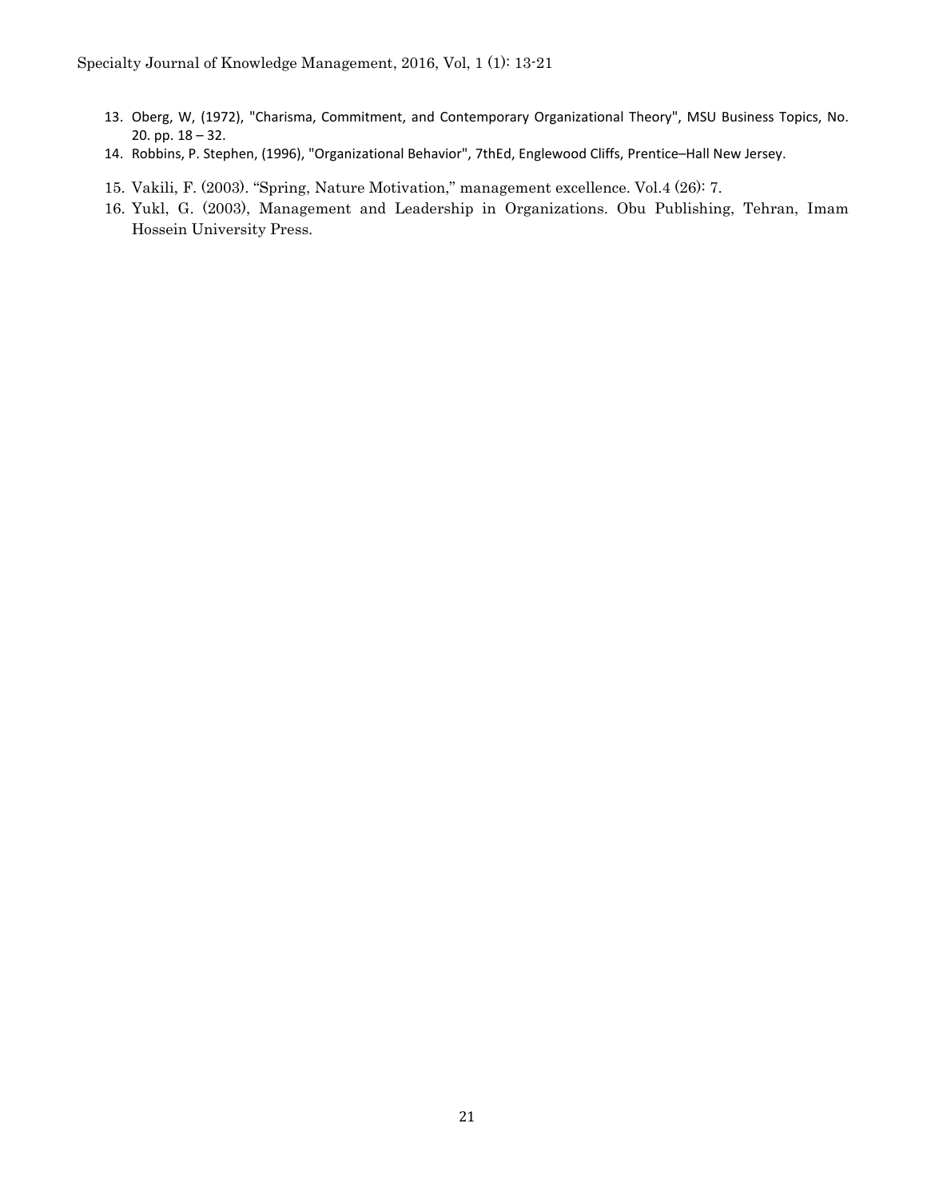13. Oberg, W, (1972), "Charisma, Commitment, and Contemporary Organizational Theory", MSU Business Topics, No. 20. pp. 18 – 32.
14. Robbins, P. Stephen, (1996), "Organizational Behavior", 7thEd, Englewood Cliffs, Prentice–Hall New Jersey.
15. Vakili, F. (2003). "Spring, Nature Motivation," management excellence. Vol.4 (26): 7.
16. Yukl, G. (2003), Management and Leadership in Organizations. Obu Publishing, Tehran, Imam Hossein University Press.